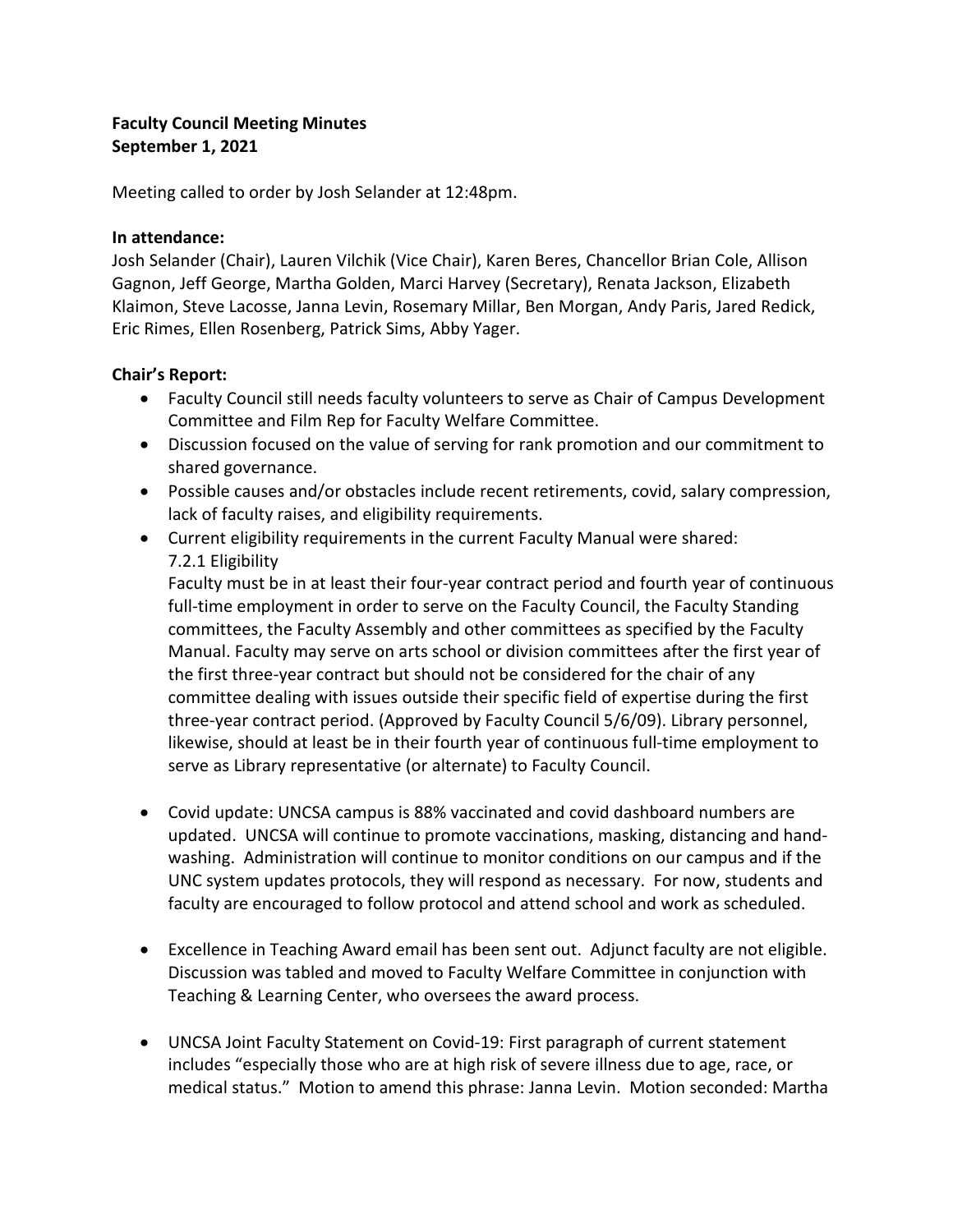**Faculty Council Meeting Minutes**
**September 1, 2021**

Meeting called to order by Josh Selander at 12:48pm.

**In attendance:**
Josh Selander (Chair), Lauren Vilchik (Vice Chair), Karen Beres, Chancellor Brian Cole, Allison Gagnon, Jeff George, Martha Golden, Marci Harvey (Secretary), Renata Jackson, Elizabeth Klaimon, Steve Lacosse, Janna Levin, Rosemary Millar, Ben Morgan, Andy Paris, Jared Redick, Eric Rimes, Ellen Rosenberg, Patrick Sims, Abby Yager.

**Chair's Report:**

- Faculty Council still needs faculty volunteers to serve as Chair of Campus Development Committee and Film Rep for Faculty Welfare Committee.
- Discussion focused on the value of serving for rank promotion and our commitment to shared governance.
- Possible causes and/or obstacles include recent retirements, covid, salary compression, lack of faculty raises, and eligibility requirements.
- Current eligibility requirements in the current Faculty Manual were shared:
  7.2.1 Eligibility
  Faculty must be in at least their four-year contract period and fourth year of continuous full-time employment in order to serve on the Faculty Council, the Faculty Standing committees, the Faculty Assembly and other committees as specified by the Faculty Manual. Faculty may serve on arts school or division committees after the first year of the first three-year contract but should not be considered for the chair of any committee dealing with issues outside their specific field of expertise during the first three-year contract period. (Approved by Faculty Council 5/6/09). Library personnel, likewise, should at least be in their fourth year of continuous full-time employment to serve as Library representative (or alternate) to Faculty Council.

- Covid update: UNCSA campus is 88% vaccinated and covid dashboard numbers are updated. UNCSA will continue to promote vaccinations, masking, distancing and hand-washing. Administration will continue to monitor conditions on our campus and if the UNC system updates protocols, they will respond as necessary. For now, students and faculty are encouraged to follow protocol and attend school and work as scheduled.

- Excellence in Teaching Award email has been sent out. Adjunct faculty are not eligible. Discussion was tabled and moved to Faculty Welfare Committee in conjunction with Teaching & Learning Center, who oversees the award process.

- UNCSA Joint Faculty Statement on Covid-19: First paragraph of current statement includes "especially those who are at high risk of severe illness due to age, race, or medical status." Motion to amend this phrase: Janna Levin. Motion seconded: Martha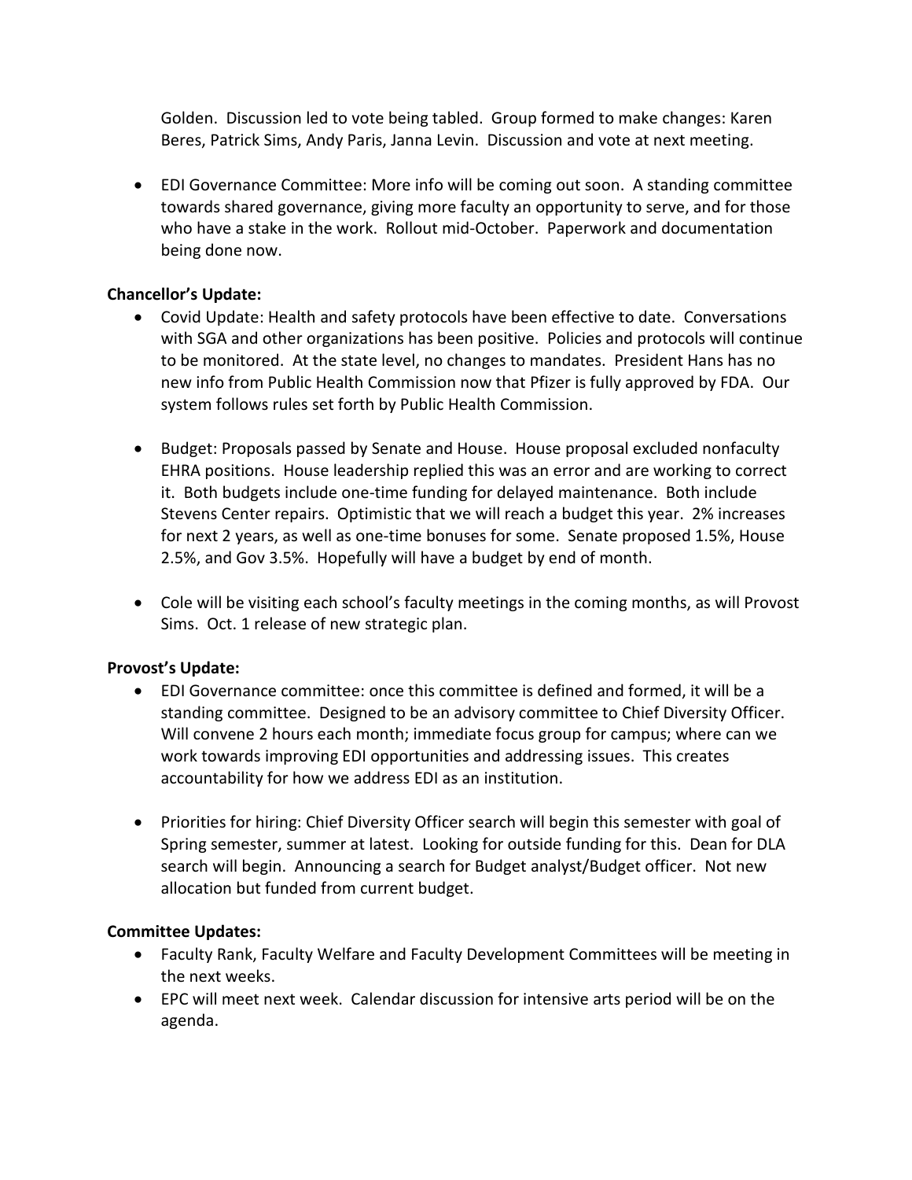Golden. Discussion led to vote being tabled. Group formed to make changes: Karen Beres, Patrick Sims, Andy Paris, Janna Levin. Discussion and vote at next meeting.

- EDI Governance Committee: More info will be coming out soon. A standing committee towards shared governance, giving more faculty an opportunity to serve, and for those who have a stake in the work. Rollout mid-October. Paperwork and documentation being done now.

**Chancellor's Update:**

- Covid Update: Health and safety protocols have been effective to date. Conversations with SGA and other organizations has been positive. Policies and protocols will continue to be monitored. At the state level, no changes to mandates. President Hans has no new info from Public Health Commission now that Pfizer is fully approved by FDA. Our system follows rules set forth by Public Health Commission.

- Budget: Proposals passed by Senate and House. House proposal excluded nonfaculty EHRA positions. House leadership replied this was an error and are working to correct it. Both budgets include one-time funding for delayed maintenance. Both include Stevens Center repairs. Optimistic that we will reach a budget this year. 2% increases for next 2 years, as well as one-time bonuses for some. Senate proposed 1.5%, House 2.5%, and Gov 3.5%. Hopefully will have a budget by end of month.

- Cole will be visiting each school's faculty meetings in the coming months, as will Provost Sims. Oct. 1 release of new strategic plan.

**Provost's Update:**

- EDI Governance committee: once this committee is defined and formed, it will be a standing committee. Designed to be an advisory committee to Chief Diversity Officer. Will convene 2 hours each month; immediate focus group for campus; where can we work towards improving EDI opportunities and addressing issues. This creates accountability for how we address EDI as an institution.

- Priorities for hiring: Chief Diversity Officer search will begin this semester with goal of Spring semester, summer at latest. Looking for outside funding for this. Dean for DLA search will begin. Announcing a search for Budget analyst/Budget officer. Not new allocation but funded from current budget.

**Committee Updates:**

- Faculty Rank, Faculty Welfare and Faculty Development Committees will be meeting in the next weeks.
- EPC will meet next week. Calendar discussion for intensive arts period will be on the agenda.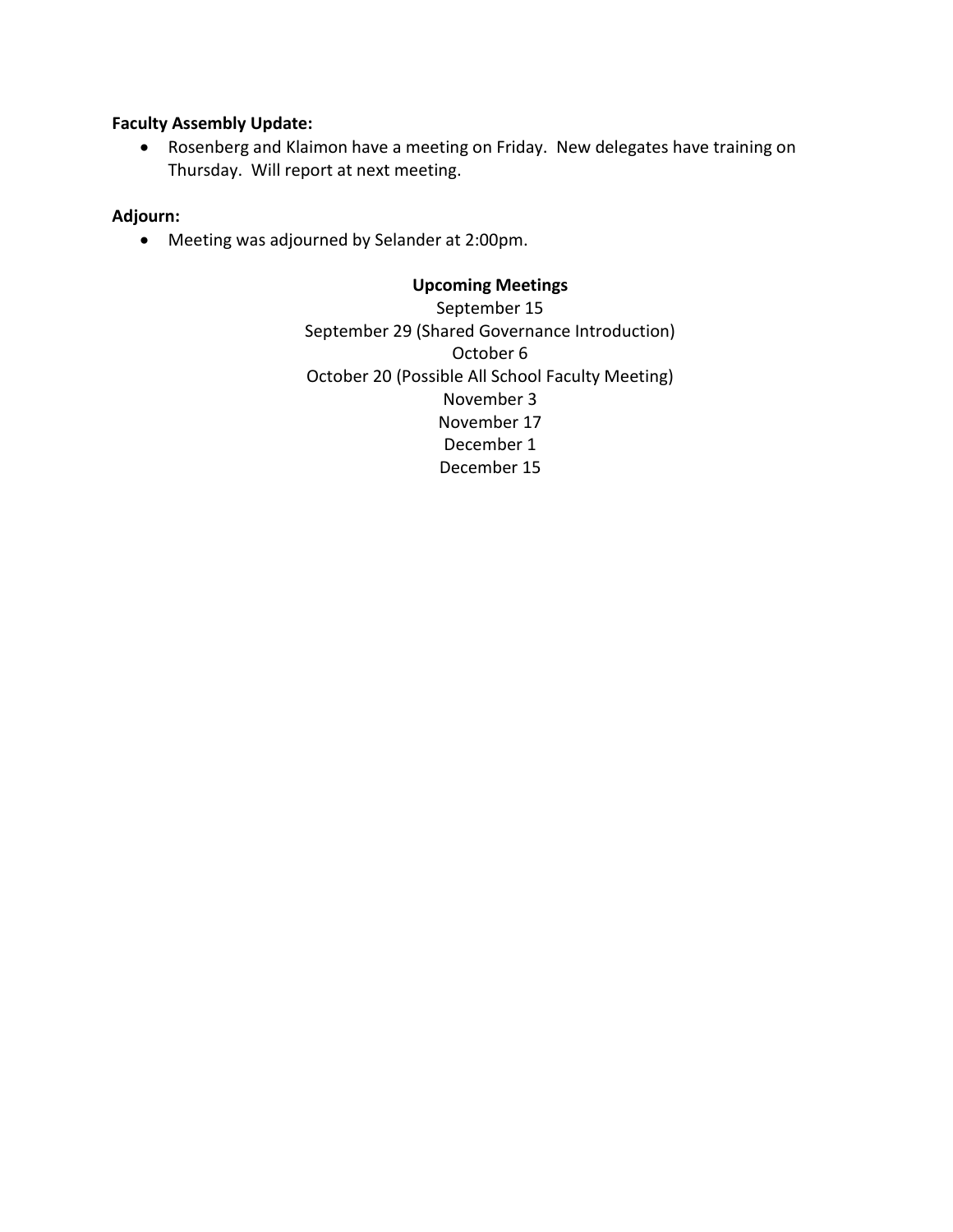**Faculty Assembly Update:**

- Rosenberg and Klaimon have a meeting on Friday. New delegates have training on Thursday. Will report at next meeting.

**Adjourn:**

- Meeting was adjourned by Selander at 2:00pm.

**Upcoming Meetings**

September 15
September 29 (Shared Governance Introduction)
October 6
October 20 (Possible All School Faculty Meeting)
November 3
November 17
December 1
December 15